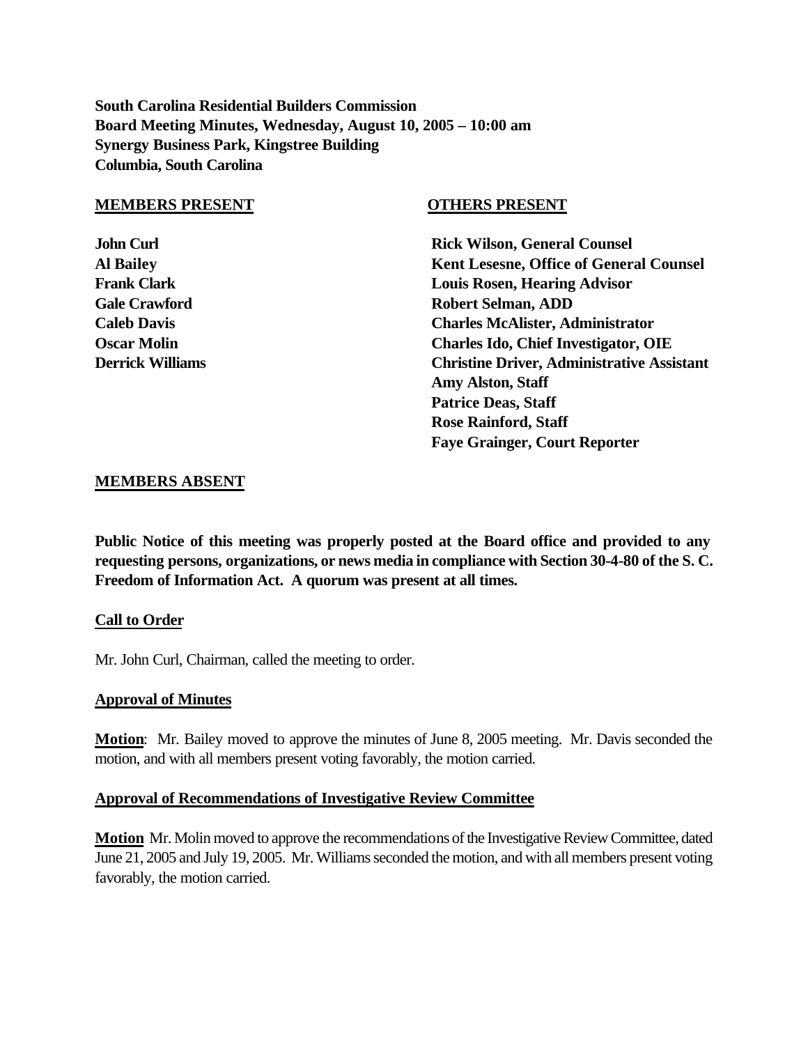**South Carolina Residential Builders Commission**
**Board Meeting Minutes, Wednesday, August 10, 2005 – 10:00 am**
**Synergy Business Park, Kingstree Building**
**Columbia, South Carolina**

| **MEMBERS PRESENT** | **OTHERS PRESENT** |
|---|---|
| **John Curl** | **Rick Wilson, General Counsel** |
| **Al Bailey** | **Kent Lesesne, Office of General Counsel** |
| **Frank Clark** | **Louis Rosen, Hearing Advisor** |
| **Gale Crawford** | **Robert Selman, ADD** |
| **Caleb Davis** | **Charles McAlister, Administrator** |
| **Oscar Molin** | **Charles Ido, Chief Investigator, OIE** |
| **Derrick Williams** | **Christine Driver, Administrative Assistant** |
| | **Amy Alston, Staff** |
| | **Patrice Deas, Staff** |
| | **Rose Rainford, Staff** |
| | **Faye Grainger, Court Reporter** |

**MEMBERS ABSENT**

**Public Notice of this meeting was properly posted at the Board office and provided to any requesting persons, organizations, or news media in compliance with Section 30-4-80 of the S. C. Freedom of Information Act. A quorum was present at all times.**

**Call to Order**

Mr. John Curl, Chairman, called the meeting to order.

**Approval of Minutes**

**Motion**: Mr. Bailey moved to approve the minutes of June 8, 2005 meeting. Mr. Davis seconded the motion, and with all members present voting favorably, the motion carried.

**Approval of Recommendations of Investigative Review Committee**

**Motion** Mr. Molin moved to approve the recommendations of the Investigative Review Committee, dated June 21, 2005 and July 19, 2005. Mr. Williams seconded the motion, and with all members present voting favorably, the motion carried.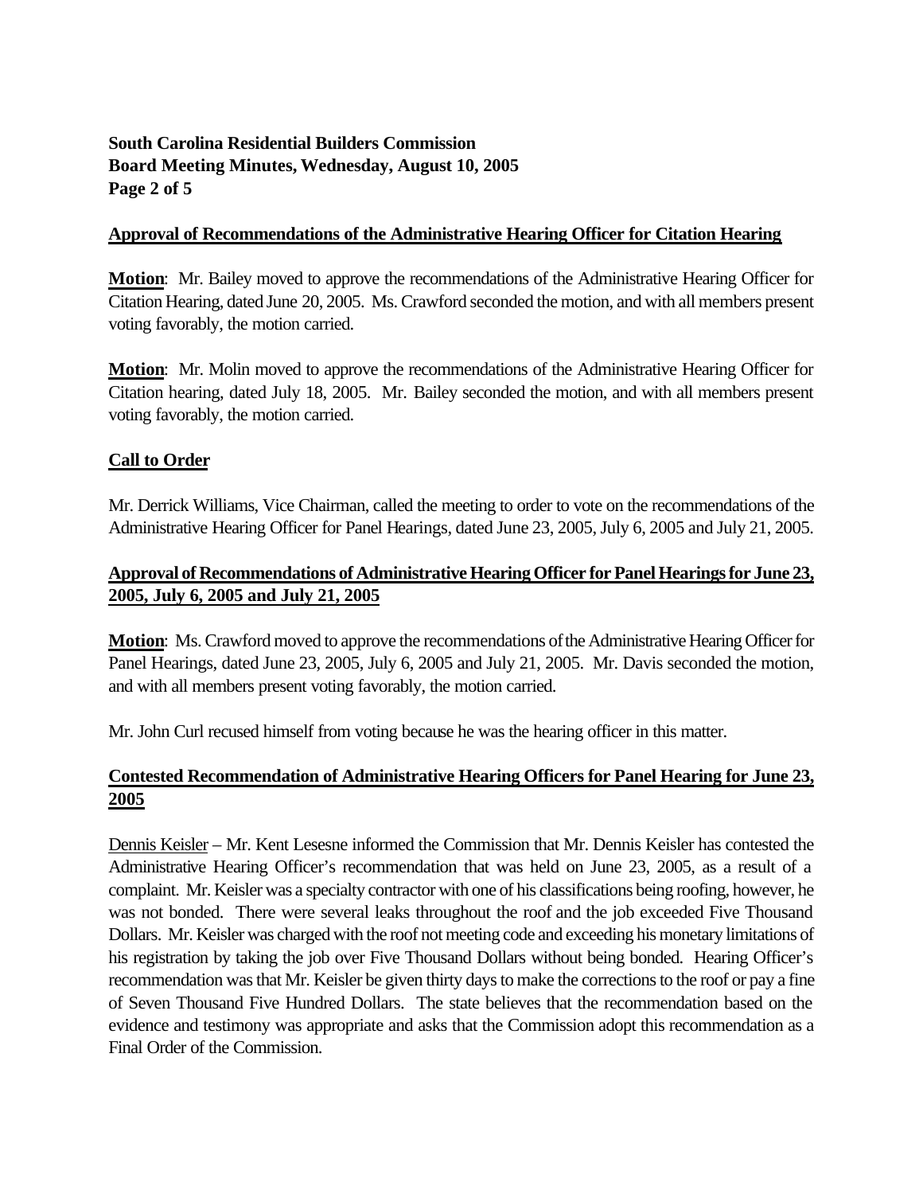**Approval of Recommendations of the Administrative Hearing Officer for Citation Hearing**

**Motion**: Mr. Bailey moved to approve the recommendations of the Administrative Hearing Officer for Citation Hearing, dated June 20, 2005. Ms. Crawford seconded the motion, and with all members present voting favorably, the motion carried.

**Motion**: Mr. Molin moved to approve the recommendations of the Administrative Hearing Officer for Citation hearing, dated July 18, 2005. Mr. Bailey seconded the motion, and with all members present voting favorably, the motion carried.

**Call to Order**

Mr. Derrick Williams, Vice Chairman, called the meeting to order to vote on the recommendations of the Administrative Hearing Officer for Panel Hearings, dated June 23, 2005, July 6, 2005 and July 21, 2005.

**Approval of Recommendations of Administrative Hearing Officer for Panel Hearings for June 23, 2005, July 6, 2005 and July 21, 2005**

**Motion**: Ms. Crawford moved to approve the recommendations of the Administrative Hearing Officer for Panel Hearings, dated June 23, 2005, July 6, 2005 and July 21, 2005. Mr. Davis seconded the motion, and with all members present voting favorably, the motion carried.

Mr. John Curl recused himself from voting because he was the hearing officer in this matter.

**Contested Recommendation of Administrative Hearing Officers for Panel Hearing for June 23, 2005**

Dennis Keisler – Mr. Kent Lesesne informed the Commission that Mr. Dennis Keisler has contested the Administrative Hearing Officer's recommendation that was held on June 23, 2005, as a result of a complaint. Mr. Keisler was a specialty contractor with one of his classifications being roofing, however, he was not bonded. There were several leaks throughout the roof and the job exceeded Five Thousand Dollars. Mr. Keisler was charged with the roof not meeting code and exceeding his monetary limitations of his registration by taking the job over Five Thousand Dollars without being bonded. Hearing Officer's recommendation was that Mr. Keisler be given thirty days to make the corrections to the roof or pay a fine of Seven Thousand Five Hundred Dollars. The state believes that the recommendation based on the evidence and testimony was appropriate and asks that the Commission adopt this recommendation as a Final Order of the Commission.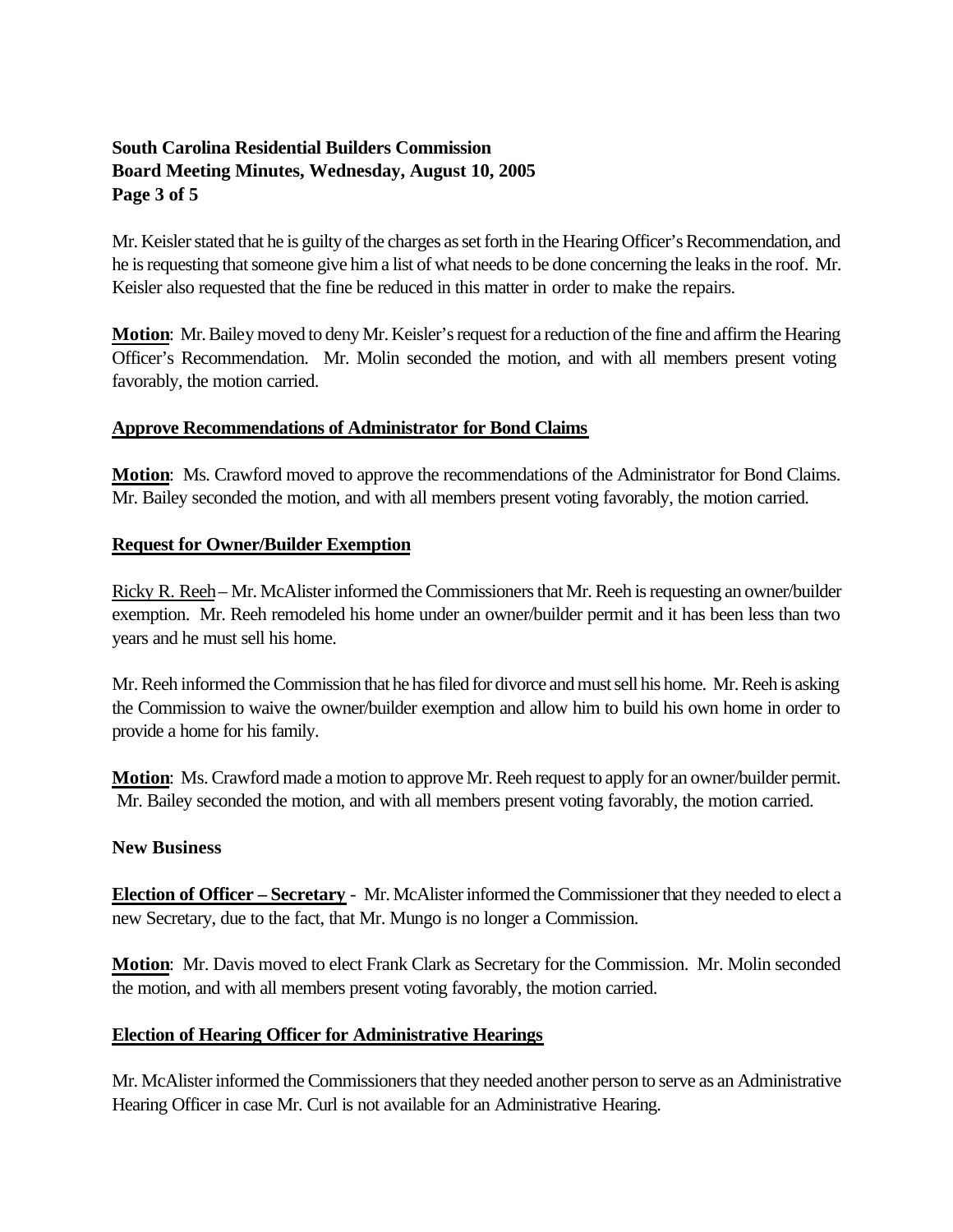Mr. Keisler stated that he is guilty of the charges as set forth in the Hearing Officer's Recommendation, and he is requesting that someone give him a list of what needs to be done concerning the leaks in the roof. Mr. Keisler also requested that the fine be reduced in this matter in order to make the repairs.

**Motion**: Mr. Bailey moved to deny Mr. Keisler's request for a reduction of the fine and affirm the Hearing Officer's Recommendation. Mr. Molin seconded the motion, and with all members present voting favorably, the motion carried.

**Approve Recommendations of Administrator for Bond Claims**

**Motion**: Ms. Crawford moved to approve the recommendations of the Administrator for Bond Claims. Mr. Bailey seconded the motion, and with all members present voting favorably, the motion carried.

**Request for Owner/Builder Exemption**

Ricky R. Reeh – Mr. McAlister informed the Commissioners that Mr. Reeh is requesting an owner/builder exemption. Mr. Reeh remodeled his home under an owner/builder permit and it has been less than two years and he must sell his home.

Mr. Reeh informed the Commission that he has filed for divorce and must sell his home. Mr. Reeh is asking the Commission to waive the owner/builder exemption and allow him to build his own home in order to provide a home for his family.

**Motion**: Ms. Crawford made a motion to approve Mr. Reeh request to apply for an owner/builder permit. Mr. Bailey seconded the motion, and with all members present voting favorably, the motion carried.

**New Business**

**Election of Officer – Secretary** - Mr. McAlister informed the Commissioner that they needed to elect a new Secretary, due to the fact, that Mr. Mungo is no longer a Commission.

**Motion**: Mr. Davis moved to elect Frank Clark as Secretary for the Commission. Mr. Molin seconded the motion, and with all members present voting favorably, the motion carried.

**Election of Hearing Officer for Administrative Hearings**

Mr. McAlister informed the Commissioners that they needed another person to serve as an Administrative Hearing Officer in case Mr. Curl is not available for an Administrative Hearing.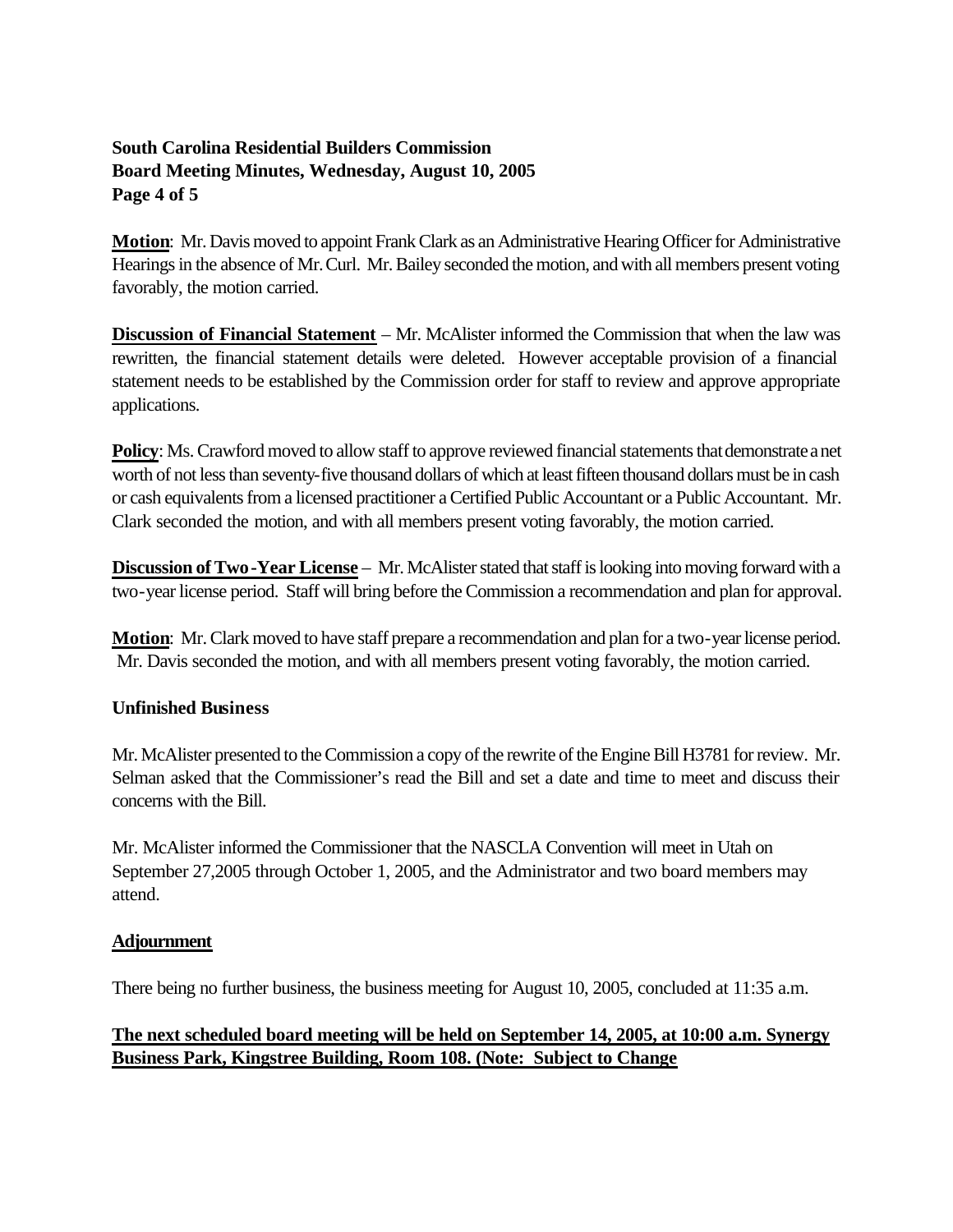**Motion**: Mr. Davis moved to appoint Frank Clark as an Administrative Hearing Officer for Administrative Hearings in the absence of Mr. Curl. Mr. Bailey seconded the motion, and with all members present voting favorably, the motion carried.

**Discussion of Financial Statement** – Mr. McAlister informed the Commission that when the law was rewritten, the financial statement details were deleted. However acceptable provision of a financial statement needs to be established by the Commission order for staff to review and approve appropriate applications.

**Policy**: Ms. Crawford moved to allow staff to approve reviewed financial statements that demonstrate a net worth of not less than seventy-five thousand dollars of which at least fifteen thousand dollars must be in cash or cash equivalents from a licensed practitioner a Certified Public Accountant or a Public Accountant. Mr. Clark seconded the motion, and with all members present voting favorably, the motion carried.

**Discussion of Two-Year License** – Mr. McAlister stated that staff is looking into moving forward with a two-year license period. Staff will bring before the Commission a recommendation and plan for approval.

**Motion**: Mr. Clark moved to have staff prepare a recommendation and plan for a two-year license period. Mr. Davis seconded the motion, and with all members present voting favorably, the motion carried.

**Unfinished Business**

Mr. McAlister presented to the Commission a copy of the rewrite of the Engine Bill H3781 for review. Mr. Selman asked that the Commissioner's read the Bill and set a date and time to meet and discuss their concerns with the Bill.

Mr. McAlister informed the Commissioner that the NASCLA Convention will meet in Utah on September 27,2005 through October 1, 2005, and the Administrator and two board members may attend.

**Adjournment**

There being no further business, the business meeting for August 10, 2005, concluded at 11:35 a.m.

**The next scheduled board meeting will be held on September 14, 2005, at 10:00 a.m. Synergy Business Park, Kingstree Building, Room 108. (Note: Subject to Change**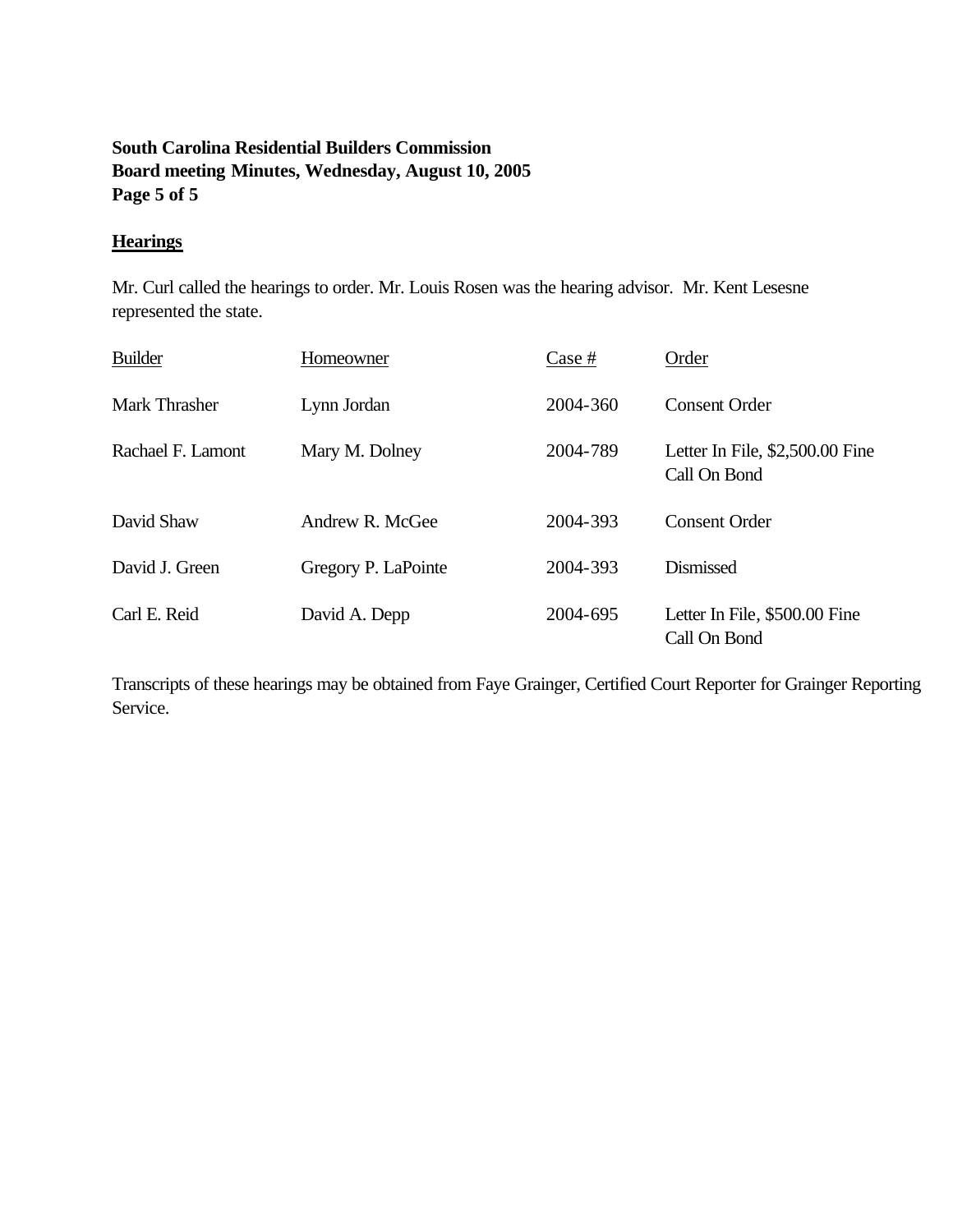## Hearings

Mr. Curl called the hearings to order. Mr. Louis Rosen was the hearing advisor. Mr. Kent Lesesne represented the state.

| Builder | Homeowner | Case # | Order |
|---|---|---|---|
| Mark Thrasher | Lynn Jordan | 2004-360 | Consent Order |
| Rachael F. Lamont | Mary M. Dolney | 2004-789 | Letter In File, $2,500.00 Fine Call On Bond |
| David Shaw | Andrew R. McGee | 2004-393 | Consent Order |
| David J. Green | Gregory P. LaPointe | 2004-393 | Dismissed |
| Carl E. Reid | David A. Depp | 2004-695 | Letter In File, $500.00 Fine Call On Bond |

Transcripts of these hearings may be obtained from Faye Grainger, Certified Court Reporter for Grainger Reporting Service.